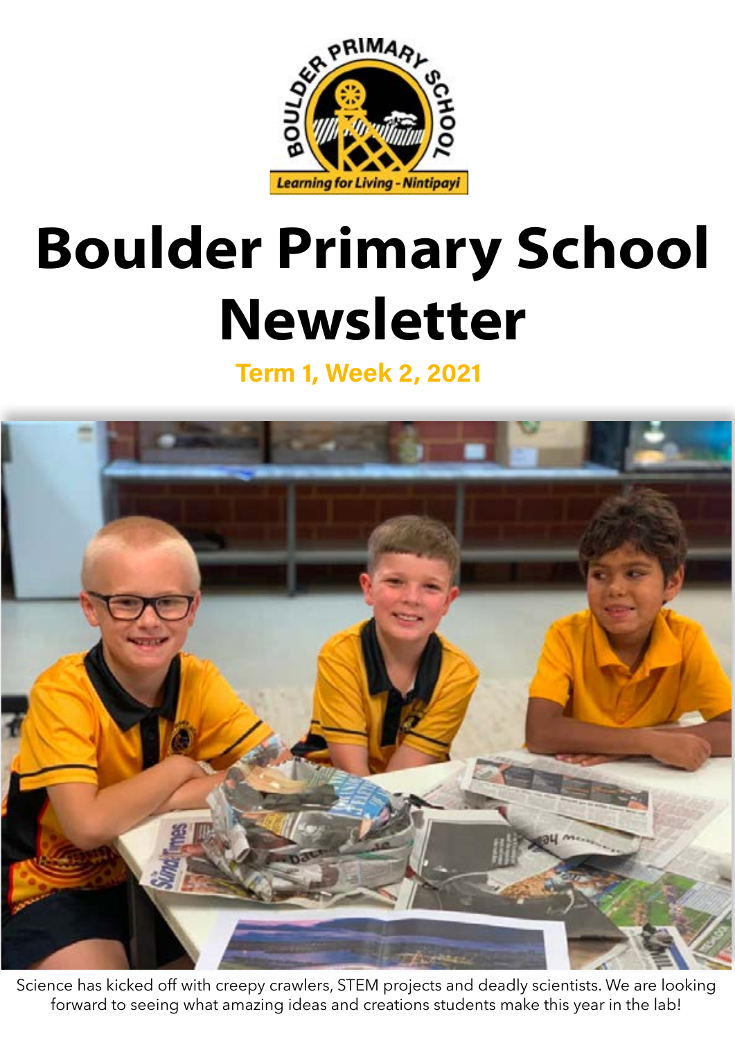# Boulder Primary School Newsletter

**Term 1, Week 2, 2021**

Science has kicked off with creepy crawlers, STEM projects and deadly scientists. We are looking forward to seeing what amazing ideas and creations students make this year in the lab!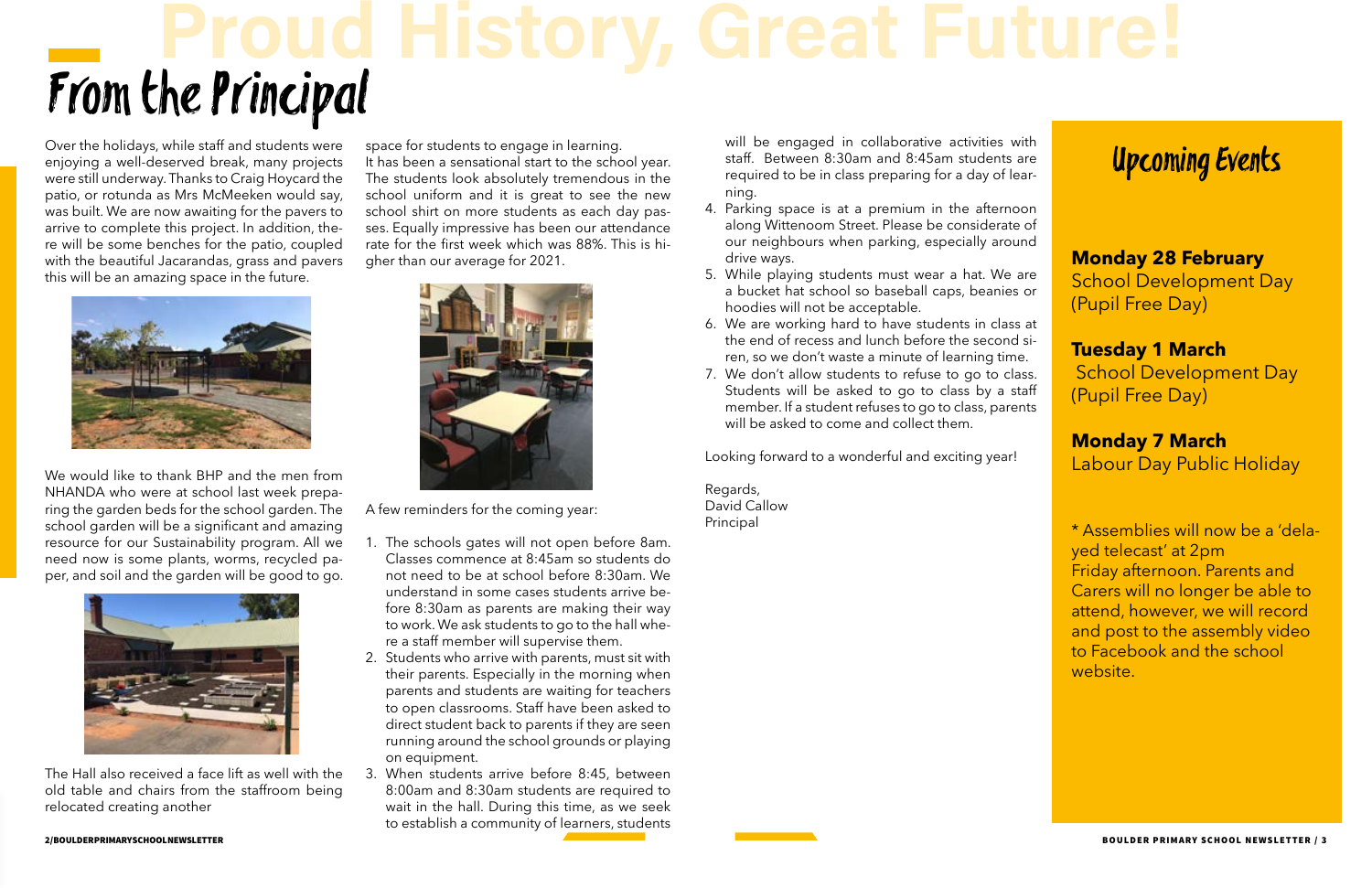# Proud History, Great Future!

## From the Principal

Over the holidays, while staff and students were enjoying a well-deserved break, many projects were still underway. Thanks to Craig Hoycard the patio, or rotunda as Mrs McMeeken would say, was built. We are now awaiting for the pavers to arrive to complete this project. In addition, there will be some benches for the patio, coupled with the beautiful Jacarandas, grass and pavers this will be an amazing space in the future.

We would like to thank BHP and the men from NHANDA who were at school last week preparing the garden beds for the school garden. The school garden will be a significant and amazing resource for our Sustainability program. All we need now is some plants, worms, recycled paper, and soil and the garden will be good to go.

The Hall also received a face lift as well with the old table and chairs from the staffroom being relocated creating another space for students to engage in learning.

It has been a sensational start to the school year. The students look absolutely tremendous in the school uniform and it is great to see the new school shirt on more students as each day passes. Equally impressive has been our attendance rate for the first week which was 88%. This is higher than our average for 2021.

A few reminders for the coming year:

1. The schools gates will not open before 8am. Classes commence at 8:45am so students do not need to be at school before 8:30am. We understand in some cases students arrive before 8:30am as parents are making their way to work. We ask students to go to the hall where a staff member will supervise them.
2. Students who arrive with parents, must sit with their parents. Especially in the morning when parents and students are waiting for teachers to open classrooms. Staff have been asked to direct student back to parents if they are seen running around the school grounds or playing on equipment.
3. When students arrive before 8:45, between 8:00am and 8:30am students are required to wait in the hall. During this time, as we seek to establish a community of learners, students will be engaged in collaborative activities with staff. Between 8:30am and 8:45am students are required to be in class preparing for a day of learning.
4. Parking space is at a premium in the afternoon along Wittenoom Street. Please be considerate of our neighbours when parking, especially around drive ways.
5. While playing students must wear a hat. We are a bucket hat school so baseball caps, beanies or hoodies will not be acceptable.
6. We are working hard to have students in class at the end of recess and lunch before the second siren, so we don't waste a minute of learning time.
7. We don't allow students to refuse to go to class. Students will be asked to go to class by a staff member. If a student refuses to go to class, parents will be asked to come and collect them.

Looking forward to a wonderful and exciting year!

Regards,
David Callow
Principal

## Upcoming Events

**Monday 28 February**
School Development Day (Pupil Free Day)

**Tuesday 1 March**
School Development Day (Pupil Free Day)

**Monday 7 March**
Labour Day Public Holiday

* Assemblies will now be a 'delayed telecast' at 2pm Friday afternoon. Parents and Carers will no longer be able to attend, however, we will record and post to the assembly video to Facebook and the school website.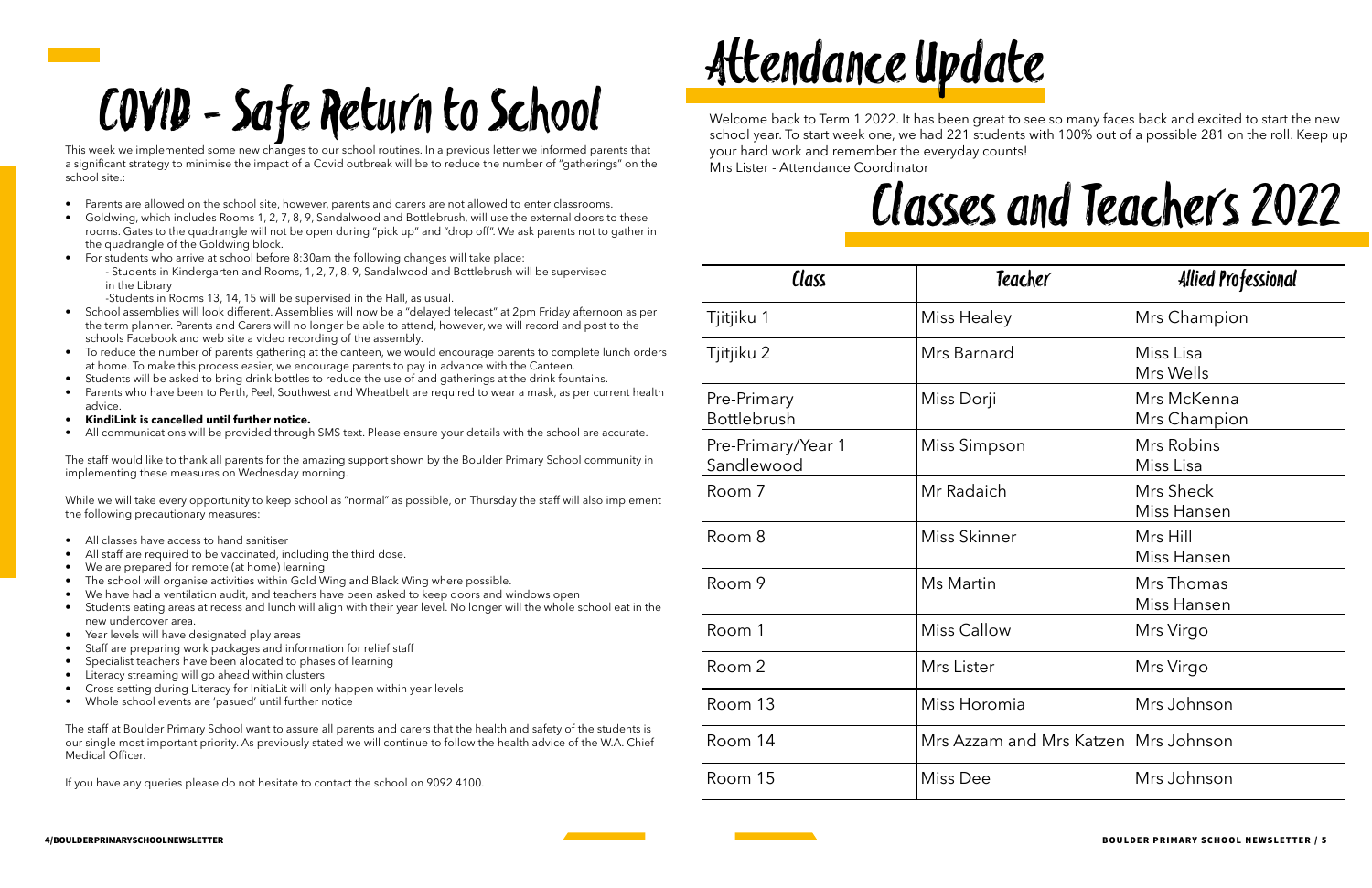# COVID - Safe Return to School

This week we implemented some new changes to our school routines. In a previous letter we informed parents that a significant strategy to minimise the impact of a Covid outbreak will be to reduce the number of "gatherings" on the school site.:

- Parents are allowed on the school site, however, parents and carers are not allowed to enter classrooms.
- Goldwing, which includes Rooms 1, 2, 7, 8, 9, Sandalwood and Bottlebrush, will use the external doors to these rooms. Gates to the quadrangle will not be open during "pick up" and "drop off". We ask parents not to gather in the quadrangle of the Goldwing block.
- For students who arrive at school before 8:30am the following changes will take place:
  - Students in Kindergarten and Rooms, 1, 2, 7, 8, 9, Sandalwood and Bottlebrush will be supervised in the Library
  - Students in Rooms 13, 14, 15 will be supervised in the Hall, as usual.
- School assemblies will look different. Assemblies will now be a "delayed telecast" at 2pm Friday afternoon as per the term planner. Parents and Carers will no longer be able to attend, however, we will record and post to the schools Facebook and web site a video recording of the assembly.
- To reduce the number of parents gathering at the canteen, we would encourage parents to complete lunch orders at home. To make this process easier, we encourage parents to pay in advance with the Canteen.
- Students will be asked to bring drink bottles to reduce the use of and gatherings at the drink fountains.
- Parents who have been to Perth, Peel, Southwest and Wheatbelt are required to wear a mask, as per current health advice.
- **KindiLink is cancelled until further notice.**
- All communications will be provided through SMS text. Please ensure your details with the school are accurate.

The staff would like to thank all parents for the amazing support shown by the Boulder Primary School community in implementing these measures on Wednesday morning.

While we will take every opportunity to keep school as "normal" as possible, on Thursday the staff will also implement the following precautionary measures:

- All classes have access to hand sanitiser
- All staff are required to be vaccinated, including the third dose.
- We are prepared for remote (at home) learning
- The school will organise activities within Gold Wing and Black Wing where possible.
- We have had a ventilation audit, and teachers have been asked to keep doors and windows open
- Students eating areas at recess and lunch will align with their year level. No longer will the whole school eat in the new undercover area.
- Year levels will have designated play areas
- Staff are preparing work packages and information for relief staff
- Specialist teachers have been alocated to phases of learning
- Literacy streaming will go ahead within clusters
- Cross setting during Literacy for InitiaLit will only happen within year levels
- Whole school events are 'pasued' until further notice

The staff at Boulder Primary School want to assure all parents and carers that the health and safety of the students is our single most important priority. As previously stated we will continue to follow the health advice of the W.A. Chief Medical Officer.

If you have any queries please do not hesitate to contact the school on 9092 4100.

# Attendance Update

Welcome back to Term 1 2022. It has been great to see so many faces back and excited to start the new school year. To start week one, we had 221 students with 100% out of a possible 281 on the roll. Keep up your hard work and remember the everyday counts!
Mrs Lister - Attendance Coordinator

# Classes and Teachers 2022

| Class | Teacher | Allied Professional |
|---|---|---|
| Tjitjiku 1 | Miss Healey | Mrs Champion |
| Tjitjiku 2 | Mrs Barnard | Miss Lisa<br>Mrs Wells |
| Pre-Primary Bottlebrush | Miss Dorji | Mrs McKenna<br>Mrs Champion |
| Pre-Primary/Year 1 Sandlewood | Miss Simpson | Mrs Robins<br>Miss Lisa |
| Room 7 | Mr Radaich | Mrs Sheck<br>Miss Hansen |
| Room 8 | Miss Skinner | Mrs Hill<br>Miss Hansen |
| Room 9 | Ms Martin | Mrs Thomas<br>Miss Hansen |
| Room 1 | Miss Callow | Mrs Virgo |
| Room 2 | Mrs Lister | Mrs Virgo |
| Room 13 | Miss Horomia | Mrs Johnson |
| Room 14 | Mrs Azzam and Mrs Katzen | Mrs Johnson |
| Room 15 | Miss Dee | Mrs Johnson |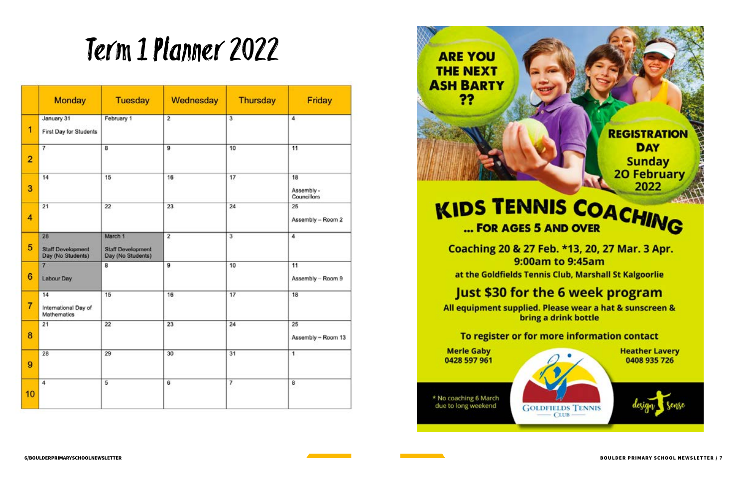# Term 1 Planner 2022

| | Monday | Tuesday | Wednesday | Thursday | Friday |
|---|---|---|---|---|---|
| 1 | January 31<br>First Day for Students | February 1 | 2 | 3 | 4 |
| 2 | 7 | 8 | 9 | 10 | 11 |
| 3 | 14 | 15 | 16 | 17 | 18<br>Assembly - Councillors |
| 4 | 21 | 22 | 23 | 24 | 25<br>Assembly – Room 2 |
| 5 | 28<br>Staff Development Day (No Students) | March 1<br>Staff Development Day (No Students) | 2 | 3 | 4 |
| 6 | 7<br>Labour Day | 8 | 9 | 10 | 11<br>Assembly – Room 9 |
| 7 | 14<br>International Day of Mathematics | 15 | 16 | 17 | 18 |
| 8 | 21 | 22 | 23 | 24 | 25<br>Assembly – Room 13 |
| 9 | 28 | 29 | 30 | 31 | 1 |
| 10 | 4 | 5 | 6 | 7 | 8 |

**ARE YOU THE NEXT ASH BARTY ??**

**REGISTRATION DAY**
**Sunday 20 February 2022**

# KIDS TENNIS COACHING

**... FOR AGES 5 AND OVER**

**Coaching 20 & 27 Feb. *13, 20, 27 Mar. 3 Apr.**
**9:00am to 9:45am**

**at the Goldfields Tennis Club, Marshall St Kalgoorlie**

## Just $30 for the 6 week program

**All equipment supplied. Please wear a hat & sunscreen & bring a drink bottle**

**To register or for more information contact**

**Merle Gaby**
**0428 597 961**

**Heather Lavery**
**0408 935 726**

* No coaching 6 March due to long weekend

GOLDFIELDS TENNIS CLUB

design sense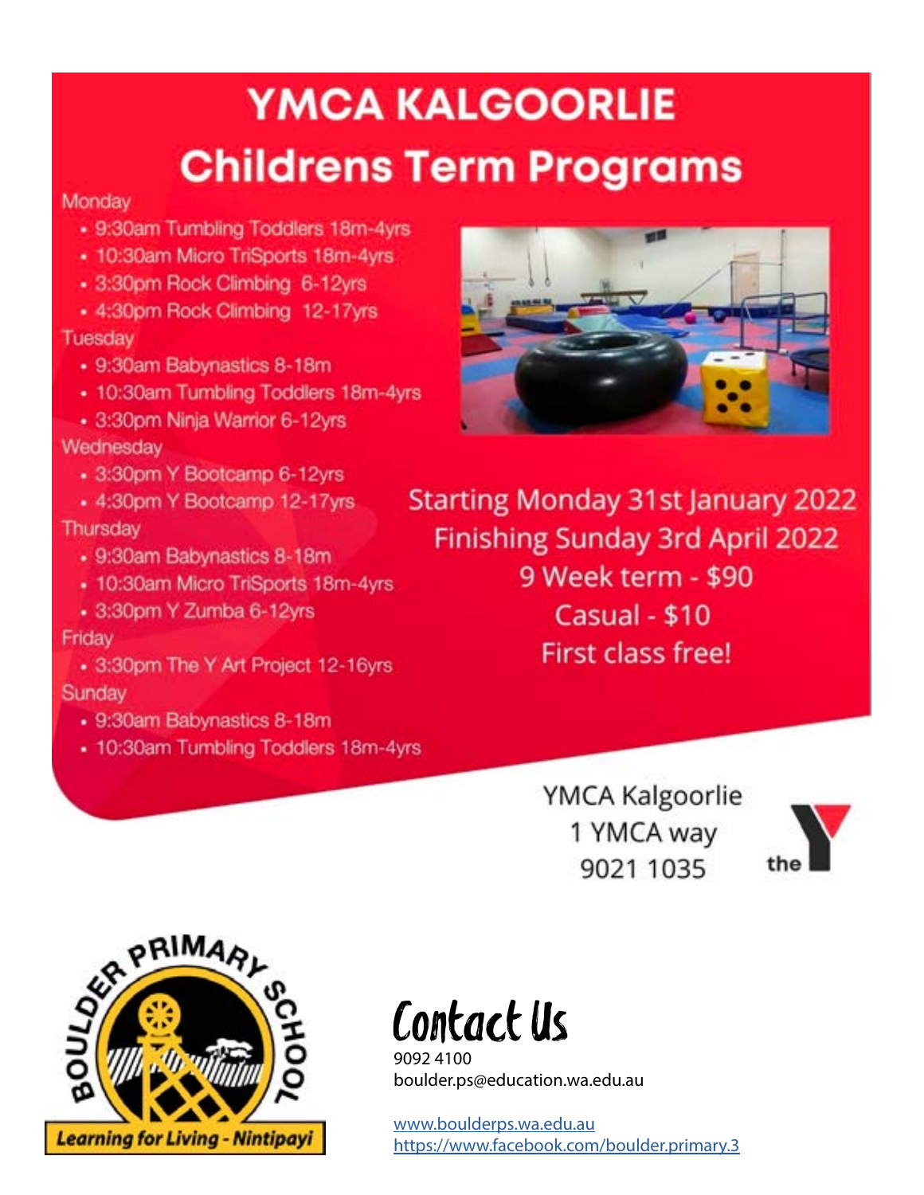# YMCA KALGOORLIE
## Childrens Term Programs

Monday

- 9:30am Tumbling Toddlers 18m-4yrs
- 10:30am Micro TriSports 18m-4yrs
- 3:30pm Rock Climbing 6-12yrs
- 4:30pm Rock Climbing 12-17yrs

Tuesday

- 9:30am Babynastics 8-18m
- 10:30am Tumbling Toddlers 18m-4yrs
- 3:30pm Ninja Warrior 6-12yrs

Wednesday

- 3:30pm Y Bootcamp 6-12yrs
- 4:30pm Y Bootcamp 12-17yrs

Thursday

- 9:30am Babynastics 8-18m
- 10:30am Micro TriSports 18m-4yrs
- 3:30pm Y Zumba 6-12yrs

Friday

- 3:30pm The Y Art Project 12-16yrs

Sunday

- 9:30am Babynastics 8-18m
- 10:30am Tumbling Toddlers 18m-4yrs

Starting Monday 31st January 2022
Finishing Sunday 3rd April 2022
9 Week term - $90
Casual - $10
First class free!

YMCA Kalgoorlie
1 YMCA way
9021 1035

the Y

BOULDER PRIMARY SCHOOL
Learning for Living - Nintipayi

# Contact Us

9092 4100
boulder.ps@education.wa.edu.au

www.boulderps.wa.edu.au
https://www.facebook.com/boulder.primary.3